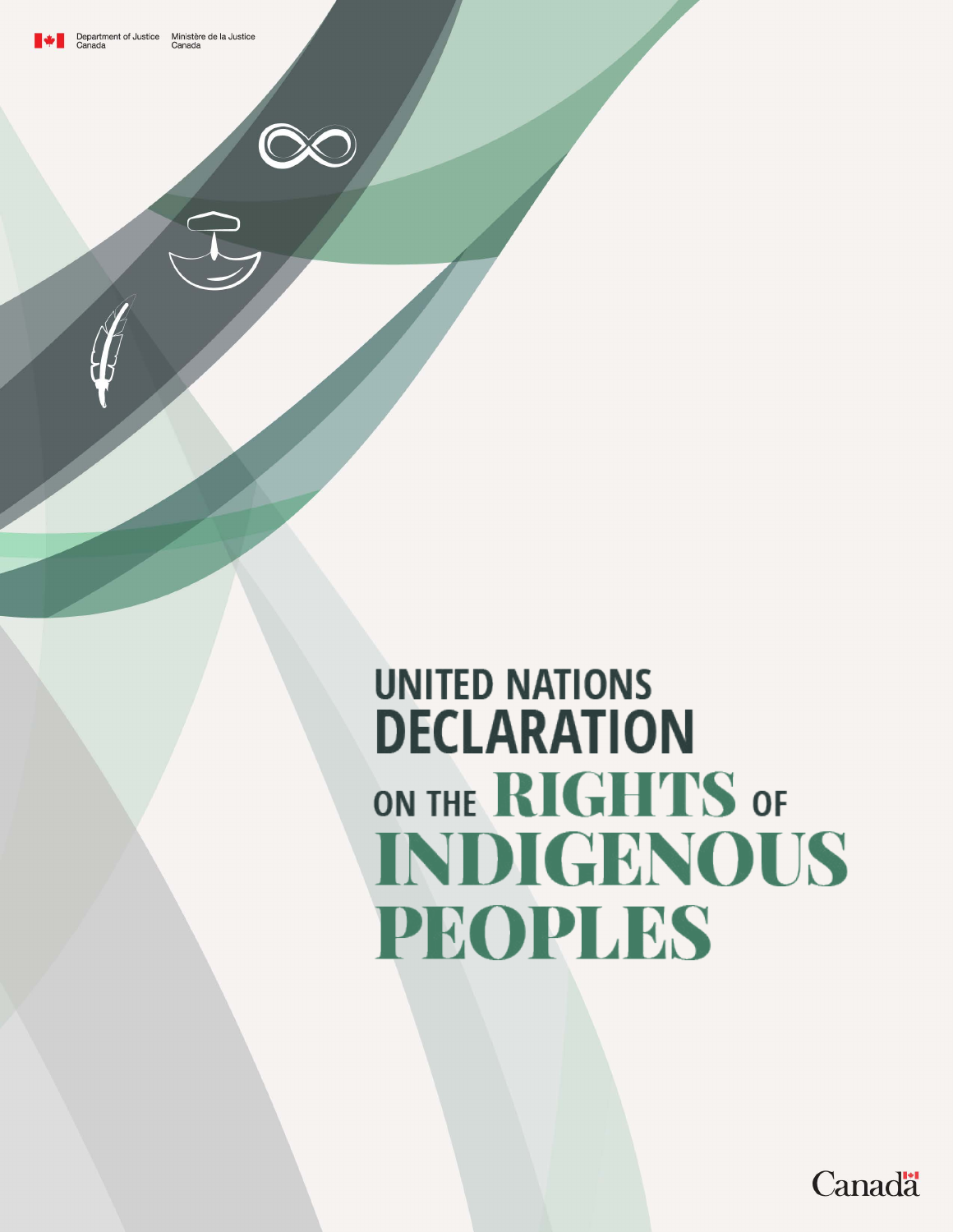Department of Justice Canada | Ministère de la Justice Canada

# UNITED NATIONS DECLARATION ON THE RIGHTS OF INDIGENOUS PEOPLES

Canada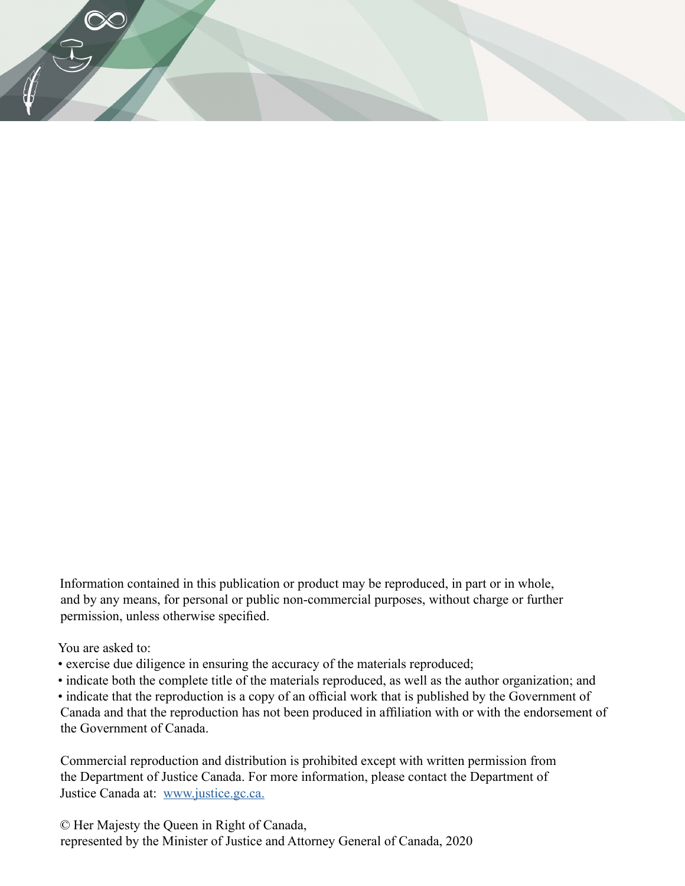Information contained in this publication or product may be reproduced, in part or in whole, and by any means, for personal or public non-commercial purposes, without charge or further permission, unless otherwise specified.

You are asked to:

- exercise due diligence in ensuring the accuracy of the materials reproduced;
- indicate both the complete title of the materials reproduced, as well as the author organization; and
- indicate that the reproduction is a copy of an official work that is published by the Government of Canada and that the reproduction has not been produced in affiliation with or with the endorsement of the Government of Canada.

Commercial reproduction and distribution is prohibited except with written permission from the Department of Justice Canada. For more information, please contact the Department of Justice Canada at: www.justice.gc.ca.

© Her Majesty the Queen in Right of Canada,
represented by the Minister of Justice and Attorney General of Canada, 2020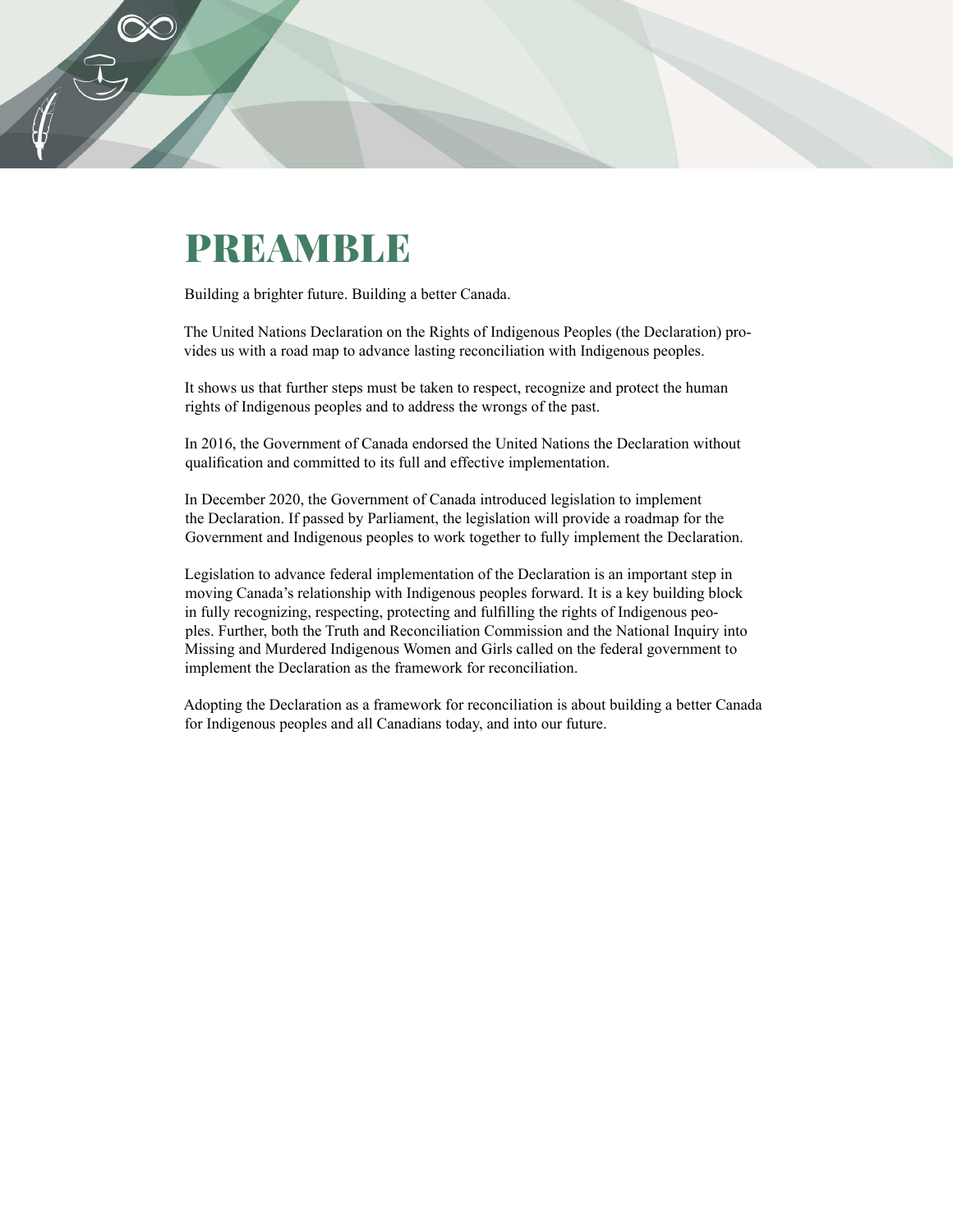# PREAMBLE

Building a brighter future. Building a better Canada.

The United Nations Declaration on the Rights of Indigenous Peoples (the Declaration) provides us with a road map to advance lasting reconciliation with Indigenous peoples.

It shows us that further steps must be taken to respect, recognize and protect the human rights of Indigenous peoples and to address the wrongs of the past.

In 2016, the Government of Canada endorsed the United Nations the Declaration without qualification and committed to its full and effective implementation.

In December 2020, the Government of Canada introduced legislation to implement the Declaration. If passed by Parliament, the legislation will provide a roadmap for the Government and Indigenous peoples to work together to fully implement the Declaration.

Legislation to advance federal implementation of the Declaration is an important step in moving Canada's relationship with Indigenous peoples forward. It is a key building block in fully recognizing, respecting, protecting and fulfilling the rights of Indigenous peoples. Further, both the Truth and Reconciliation Commission and the National Inquiry into Missing and Murdered Indigenous Women and Girls called on the federal government to implement the Declaration as the framework for reconciliation.

Adopting the Declaration as a framework for reconciliation is about building a better Canada for Indigenous peoples and all Canadians today, and into our future.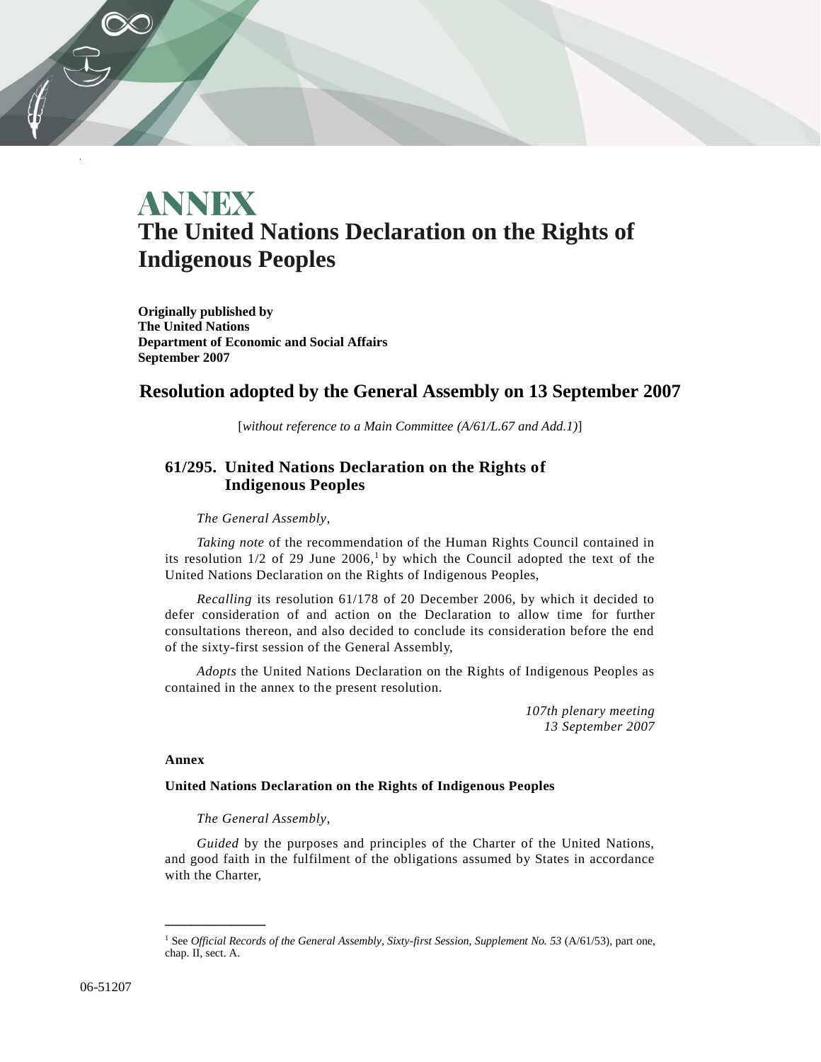# ANNEX

# The United Nations Declaration on the Rights of Indigenous Peoples

**Originally published by**
**The United Nations**
**Department of Economic and Social Affairs**
**September 2007**

## Resolution adopted by the General Assembly on 13 September 2007

[*without reference to a Main Committee (A/61/L.67 and Add.1)*]

### 61/295. United Nations Declaration on the Rights of Indigenous Peoples

*The General Assembly*,

*Taking note* of the recommendation of the Human Rights Council contained in its resolution 1/2 of 29 June 2006,[1] by which the Council adopted the text of the United Nations Declaration on the Rights of Indigenous Peoples,

*Recalling* its resolution 61/178 of 20 December 2006, by which it decided to defer consideration of and action on the Declaration to allow time for further consultations thereon, and also decided to conclude its consideration before the end of the sixty-first session of the General Assembly,

*Adopts* the United Nations Declaration on the Rights of Indigenous Peoples as contained in the annex to the present resolution.

*107th plenary meeting*
*13 September 2007*

**Annex**

**United Nations Declaration on the Rights of Indigenous Peoples**

*The General Assembly*,

*Guided* by the purposes and principles of the Charter of the United Nations, and good faith in the fulfilment of the obligations assumed by States in accordance with the Charter,

---

[1] See *Official Records of the General Assembly, Sixty-first Session, Supplement No. 53* (A/61/53), part one, chap. II, sect. A.

06-51207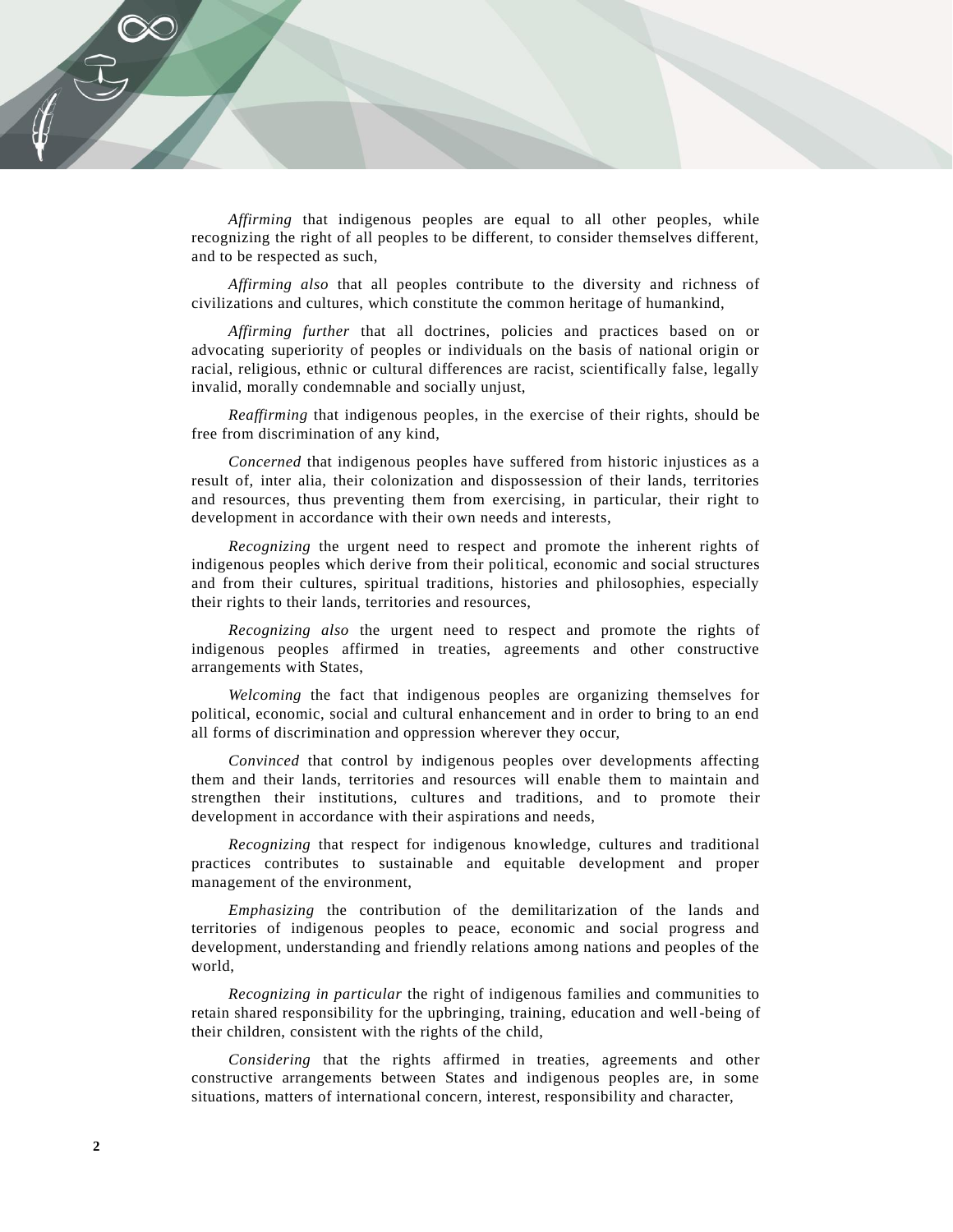*Affirming* that indigenous peoples are equal to all other peoples, while recognizing the right of all peoples to be different, to consider themselves different, and to be respected as such,

*Affirming also* that all peoples contribute to the diversity and richness of civilizations and cultures, which constitute the common heritage of humankind,

*Affirming further* that all doctrines, policies and practices based on or advocating superiority of peoples or individuals on the basis of national origin or racial, religious, ethnic or cultural differences are racist, scientifically false, legally invalid, morally condemnable and socially unjust,

*Reaffirming* that indigenous peoples, in the exercise of their rights, should be free from discrimination of any kind,

*Concerned* that indigenous peoples have suffered from historic injustices as a result of, inter alia, their colonization and dispossession of their lands, territories and resources, thus preventing them from exercising, in particular, their right to development in accordance with their own needs and interests,

*Recognizing* the urgent need to respect and promote the inherent rights of indigenous peoples which derive from their political, economic and social structures and from their cultures, spiritual traditions, histories and philosophies, especially their rights to their lands, territories and resources,

*Recognizing also* the urgent need to respect and promote the rights of indigenous peoples affirmed in treaties, agreements and other constructive arrangements with States,

*Welcoming* the fact that indigenous peoples are organizing themselves for political, economic, social and cultural enhancement and in order to bring to an end all forms of discrimination and oppression wherever they occur,

*Convinced* that control by indigenous peoples over developments affecting them and their lands, territories and resources will enable them to maintain and strengthen their institutions, cultures and traditions, and to promote their development in accordance with their aspirations and needs,

*Recognizing* that respect for indigenous knowledge, cultures and traditional practices contributes to sustainable and equitable development and proper management of the environment,

*Emphasizing* the contribution of the demilitarization of the lands and territories of indigenous peoples to peace, economic and social progress and development, understanding and friendly relations among nations and peoples of the world,

*Recognizing in particular* the right of indigenous families and communities to retain shared responsibility for the upbringing, training, education and well-being of their children, consistent with the rights of the child,

*Considering* that the rights affirmed in treaties, agreements and other constructive arrangements between States and indigenous peoples are, in some situations, matters of international concern, interest, responsibility and character,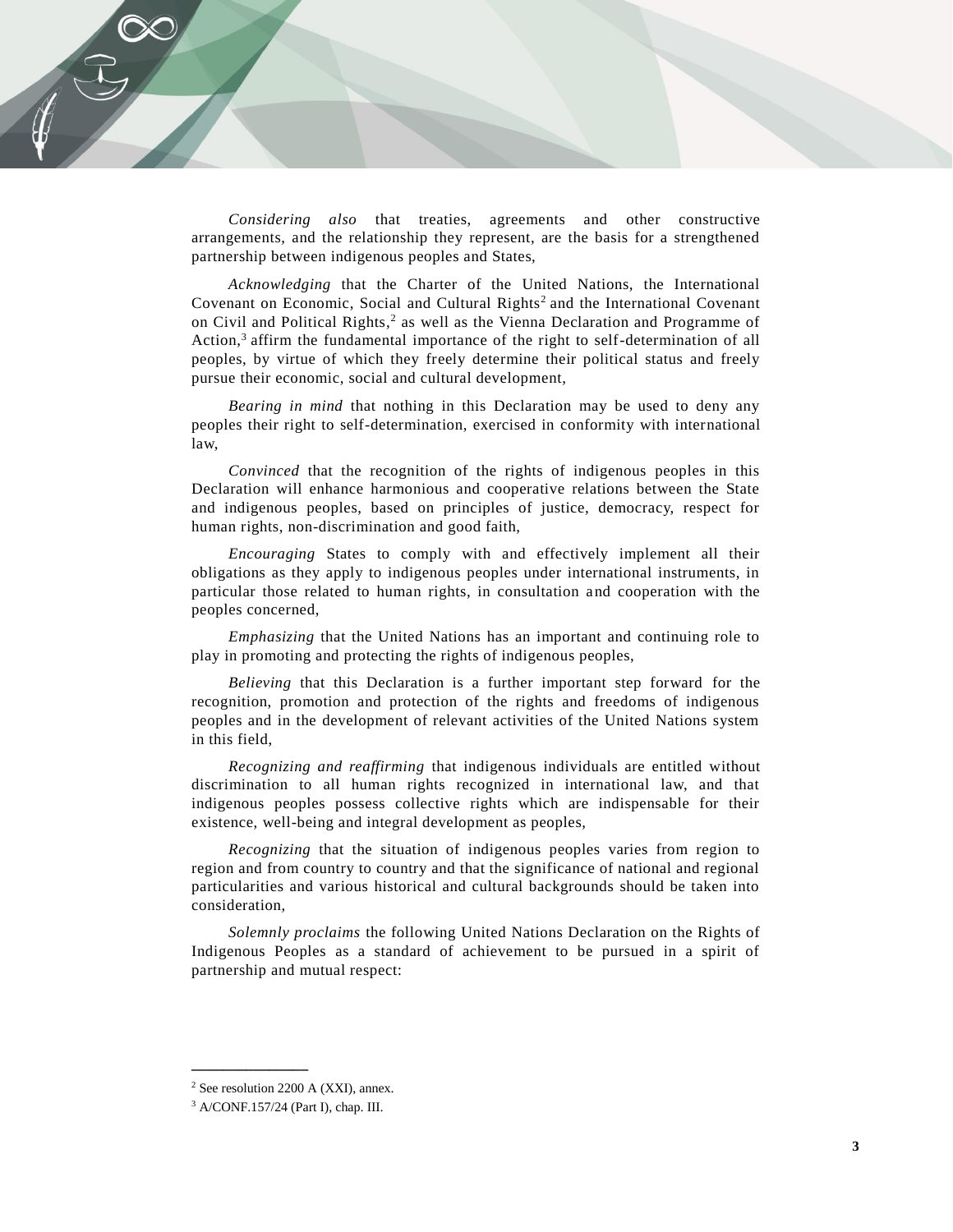*Considering also* that treaties, agreements and other constructive arrangements, and the relationship they represent, are the basis for a strengthened partnership between indigenous peoples and States,

*Acknowledging* that the Charter of the United Nations, the International Covenant on Economic, Social and Cultural Rights[2] and the International Covenant on Civil and Political Rights,[2] as well as the Vienna Declaration and Programme of Action,[3] affirm the fundamental importance of the right to self-determination of all peoples, by virtue of which they freely determine their political status and freely pursue their economic, social and cultural development,

*Bearing in mind* that nothing in this Declaration may be used to deny any peoples their right to self-determination, exercised in conformity with international law,

*Convinced* that the recognition of the rights of indigenous peoples in this Declaration will enhance harmonious and cooperative relations between the State and indigenous peoples, based on principles of justice, democracy, respect for human rights, non-discrimination and good faith,

*Encouraging* States to comply with and effectively implement all their obligations as they apply to indigenous peoples under international instruments, in particular those related to human rights, in consultation and cooperation with the peoples concerned,

*Emphasizing* that the United Nations has an important and continuing role to play in promoting and protecting the rights of indigenous peoples,

*Believing* that this Declaration is a further important step forward for the recognition, promotion and protection of the rights and freedoms of indigenous peoples and in the development of relevant activities of the United Nations system in this field,

*Recognizing and reaffirming* that indigenous individuals are entitled without discrimination to all human rights recognized in international law, and that indigenous peoples possess collective rights which are indispensable for their existence, well-being and integral development as peoples,

*Recognizing* that the situation of indigenous peoples varies from region to region and from country to country and that the significance of national and regional particularities and various historical and cultural backgrounds should be taken into consideration,

*Solemnly proclaims* the following United Nations Declaration on the Rights of Indigenous Peoples as a standard of achievement to be pursued in a spirit of partnership and mutual respect:

---

[2] See resolution 2200 A (XXI), annex.

[3] A/CONF.157/24 (Part I), chap. III.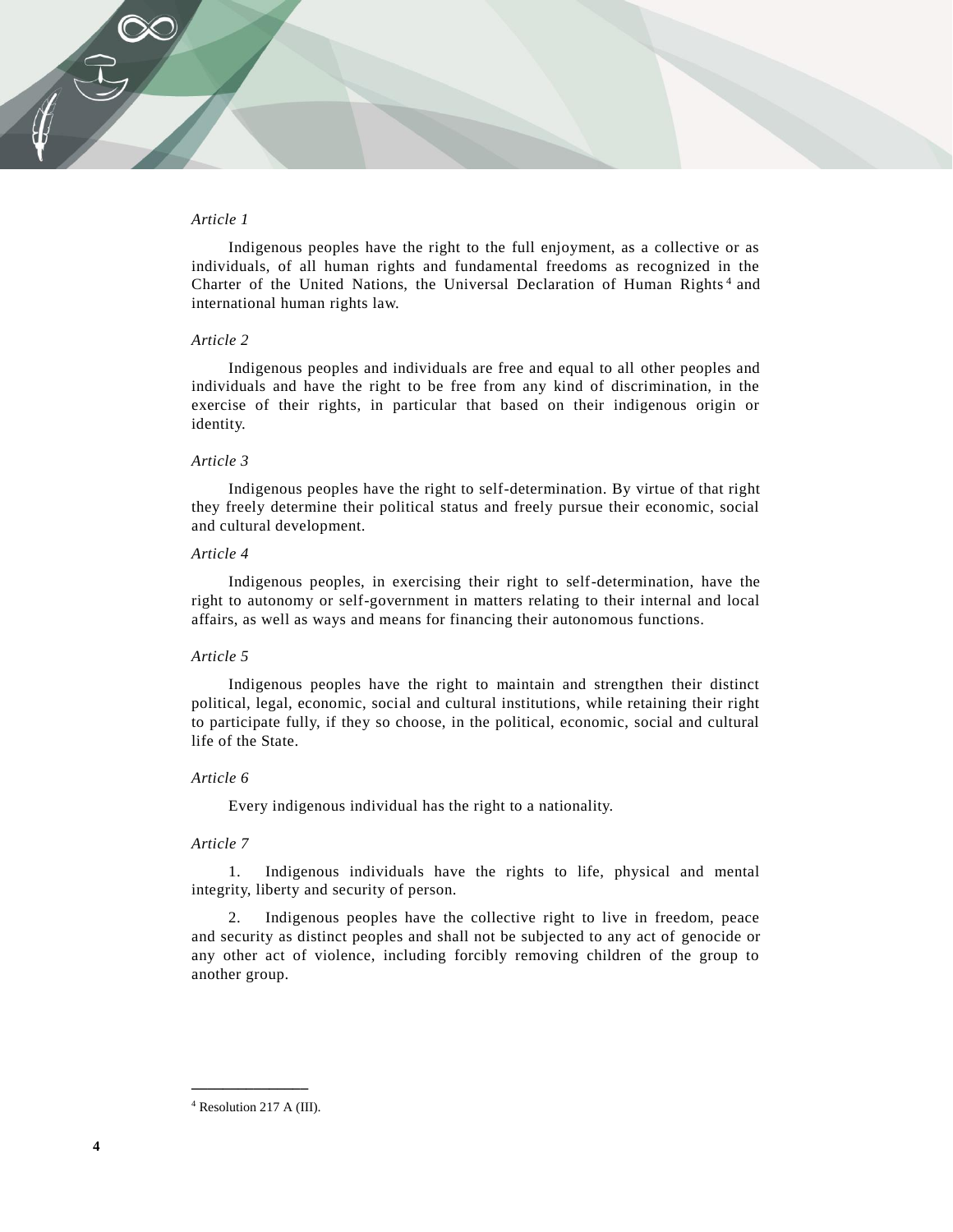*Article 1*

Indigenous peoples have the right to the full enjoyment, as a collective or as individuals, of all human rights and fundamental freedoms as recognized in the Charter of the United Nations, the Universal Declaration of Human Rights[4] and international human rights law.

*Article 2*

Indigenous peoples and individuals are free and equal to all other peoples and individuals and have the right to be free from any kind of discrimination, in the exercise of their rights, in particular that based on their indigenous origin or identity.

*Article 3*

Indigenous peoples have the right to self-determination. By virtue of that right they freely determine their political status and freely pursue their economic, social and cultural development.

*Article 4*

Indigenous peoples, in exercising their right to self-determination, have the right to autonomy or self-government in matters relating to their internal and local affairs, as well as ways and means for financing their autonomous functions.

*Article 5*

Indigenous peoples have the right to maintain and strengthen their distinct political, legal, economic, social and cultural institutions, while retaining their right to participate fully, if they so choose, in the political, economic, social and cultural life of the State.

*Article 6*

Every indigenous individual has the right to a nationality.

*Article 7*

1. Indigenous individuals have the rights to life, physical and mental integrity, liberty and security of person.

2. Indigenous peoples have the collective right to live in freedom, peace and security as distinct peoples and shall not be subjected to any act of genocide or any other act of violence, including forcibly removing children of the group to another group.

---

[4] Resolution 217 A (III).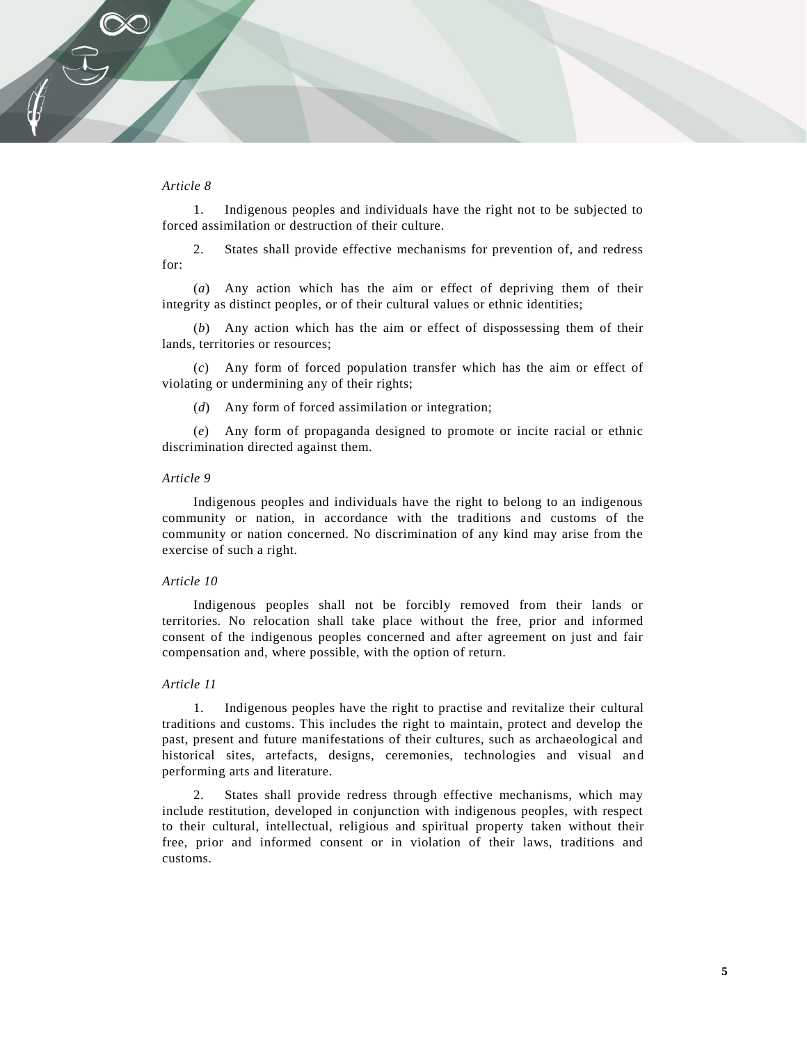*Article 8*

1. Indigenous peoples and individuals have the right not to be subjected to forced assimilation or destruction of their culture.

2. States shall provide effective mechanisms for prevention of, and redress for:

(*a*) Any action which has the aim or effect of depriving them of their integrity as distinct peoples, or of their cultural values or ethnic identities;

(*b*) Any action which has the aim or effect of dispossessing them of their lands, territories or resources;

(*c*) Any form of forced population transfer which has the aim or effect of violating or undermining any of their rights;

(*d*) Any form of forced assimilation or integration;

(*e*) Any form of propaganda designed to promote or incite racial or ethnic discrimination directed against them.

*Article 9*

Indigenous peoples and individuals have the right to belong to an indigenous community or nation, in accordance with the traditions and customs of the community or nation concerned. No discrimination of any kind may arise from the exercise of such a right.

*Article 10*

Indigenous peoples shall not be forcibly removed from their lands or territories. No relocation shall take place without the free, prior and informed consent of the indigenous peoples concerned and after agreement on just and fair compensation and, where possible, with the option of return.

*Article 11*

1. Indigenous peoples have the right to practise and revitalize their cultural traditions and customs. This includes the right to maintain, protect and develop the past, present and future manifestations of their cultures, such as archaeological and historical sites, artefacts, designs, ceremonies, technologies and visual and performing arts and literature.

2. States shall provide redress through effective mechanisms, which may include restitution, developed in conjunction with indigenous peoples, with respect to their cultural, intellectual, religious and spiritual property taken without their free, prior and informed consent or in violation of their laws, traditions and customs.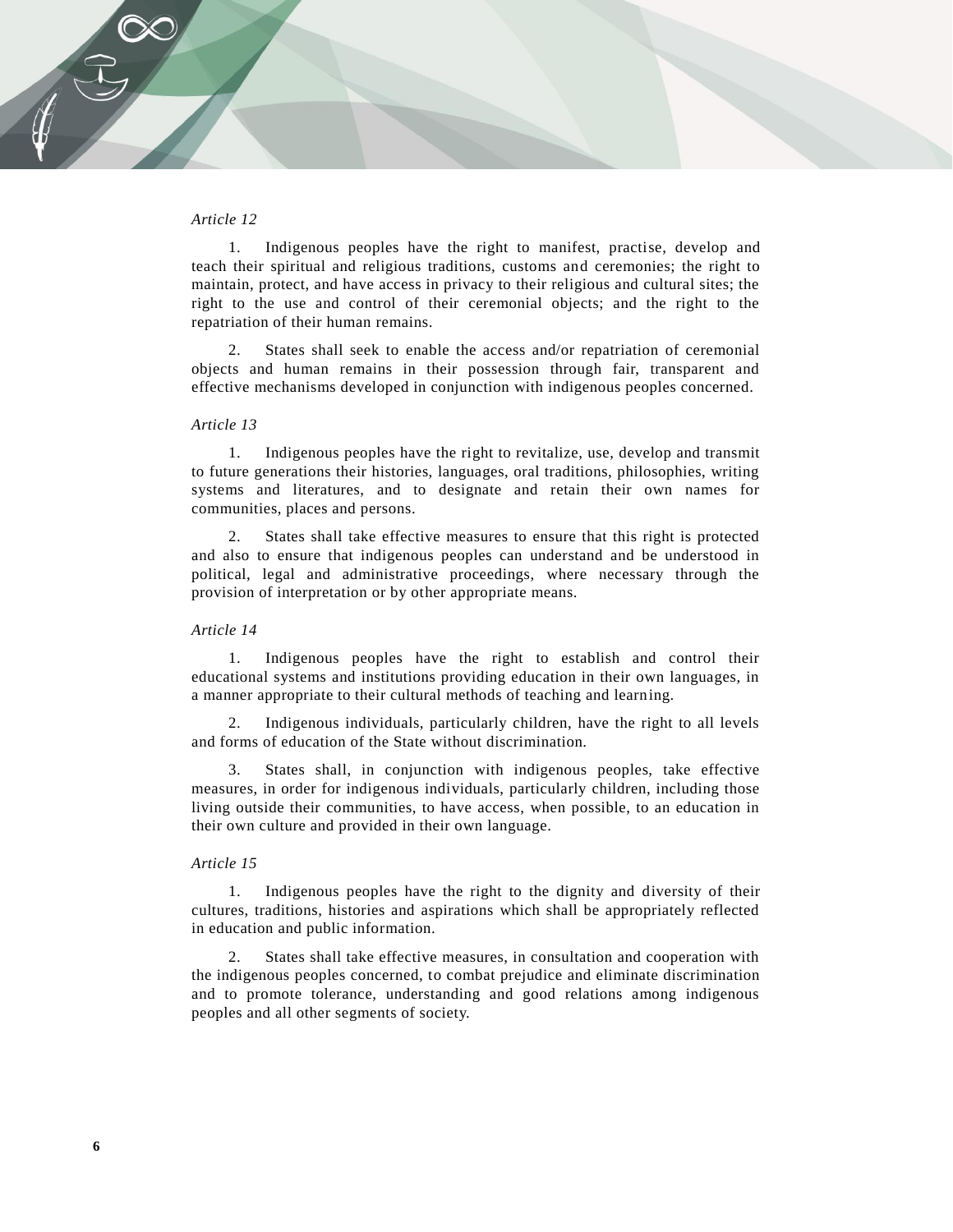*Article 12*

1. Indigenous peoples have the right to manifest, practise, develop and teach their spiritual and religious traditions, customs and ceremonies; the right to maintain, protect, and have access in privacy to their religious and cultural sites; the right to the use and control of their ceremonial objects; and the right to the repatriation of their human remains.

2. States shall seek to enable the access and/or repatriation of ceremonial objects and human remains in their possession through fair, transparent and effective mechanisms developed in conjunction with indigenous peoples concerned.

*Article 13*

1. Indigenous peoples have the right to revitalize, use, develop and transmit to future generations their histories, languages, oral traditions, philosophies, writing systems and literatures, and to designate and retain their own names for communities, places and persons.

2. States shall take effective measures to ensure that this right is protected and also to ensure that indigenous peoples can understand and be understood in political, legal and administrative proceedings, where necessary through the provision of interpretation or by other appropriate means.

*Article 14*

1. Indigenous peoples have the right to establish and control their educational systems and institutions providing education in their own languages, in a manner appropriate to their cultural methods of teaching and learning.

2. Indigenous individuals, particularly children, have the right to all levels and forms of education of the State without discrimination.

3. States shall, in conjunction with indigenous peoples, take effective measures, in order for indigenous individuals, particularly children, including those living outside their communities, to have access, when possible, to an education in their own culture and provided in their own language.

*Article 15*

1. Indigenous peoples have the right to the dignity and diversity of their cultures, traditions, histories and aspirations which shall be appropriately reflected in education and public information.

2. States shall take effective measures, in consultation and cooperation with the indigenous peoples concerned, to combat prejudice and eliminate discrimination and to promote tolerance, understanding and good relations among indigenous peoples and all other segments of society.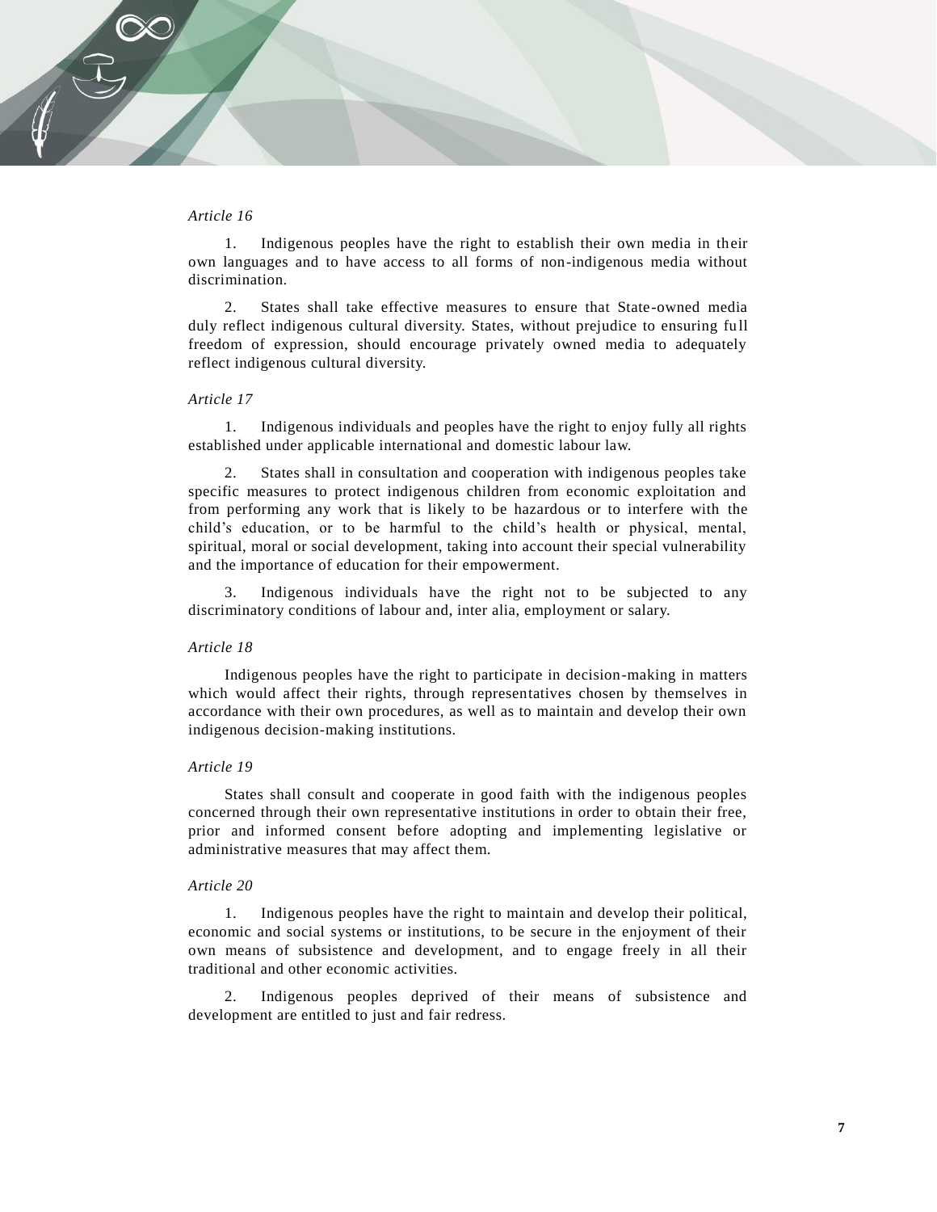*Article 16*

1. Indigenous peoples have the right to establish their own media in their own languages and to have access to all forms of non-indigenous media without discrimination.

2. States shall take effective measures to ensure that State-owned media duly reflect indigenous cultural diversity. States, without prejudice to ensuring full freedom of expression, should encourage privately owned media to adequately reflect indigenous cultural diversity.

*Article 17*

1. Indigenous individuals and peoples have the right to enjoy fully all rights established under applicable international and domestic labour law.

2. States shall in consultation and cooperation with indigenous peoples take specific measures to protect indigenous children from economic exploitation and from performing any work that is likely to be hazardous or to interfere with the child's education, or to be harmful to the child's health or physical, mental, spiritual, moral or social development, taking into account their special vulnerability and the importance of education for their empowerment.

3. Indigenous individuals have the right not to be subjected to any discriminatory conditions of labour and, inter alia, employment or salary.

*Article 18*

Indigenous peoples have the right to participate in decision-making in matters which would affect their rights, through representatives chosen by themselves in accordance with their own procedures, as well as to maintain and develop their own indigenous decision-making institutions.

*Article 19*

States shall consult and cooperate in good faith with the indigenous peoples concerned through their own representative institutions in order to obtain their free, prior and informed consent before adopting and implementing legislative or administrative measures that may affect them.

*Article 20*

1. Indigenous peoples have the right to maintain and develop their political, economic and social systems or institutions, to be secure in the enjoyment of their own means of subsistence and development, and to engage freely in all their traditional and other economic activities.

2. Indigenous peoples deprived of their means of subsistence and development are entitled to just and fair redress.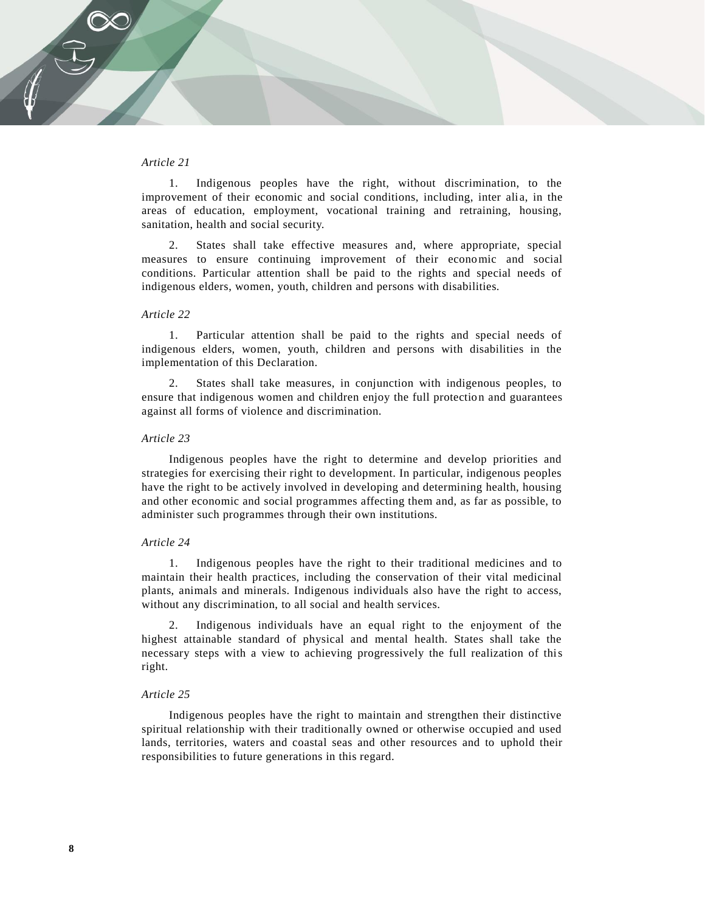*Article 21*

1. Indigenous peoples have the right, without discrimination, to the improvement of their economic and social conditions, including, inter alia, in the areas of education, employment, vocational training and retraining, housing, sanitation, health and social security.

2. States shall take effective measures and, where appropriate, special measures to ensure continuing improvement of their economic and social conditions. Particular attention shall be paid to the rights and special needs of indigenous elders, women, youth, children and persons with disabilities.

*Article 22*

1. Particular attention shall be paid to the rights and special needs of indigenous elders, women, youth, children and persons with disabilities in the implementation of this Declaration.

2. States shall take measures, in conjunction with indigenous peoples, to ensure that indigenous women and children enjoy the full protection and guarantees against all forms of violence and discrimination.

*Article 23*

Indigenous peoples have the right to determine and develop priorities and strategies for exercising their right to development. In particular, indigenous peoples have the right to be actively involved in developing and determining health, housing and other economic and social programmes affecting them and, as far as possible, to administer such programmes through their own institutions.

*Article 24*

1. Indigenous peoples have the right to their traditional medicines and to maintain their health practices, including the conservation of their vital medicinal plants, animals and minerals. Indigenous individuals also have the right to access, without any discrimination, to all social and health services.

2. Indigenous individuals have an equal right to the enjoyment of the highest attainable standard of physical and mental health. States shall take the necessary steps with a view to achieving progressively the full realization of this right.

*Article 25*

Indigenous peoples have the right to maintain and strengthen their distinctive spiritual relationship with their traditionally owned or otherwise occupied and used lands, territories, waters and coastal seas and other resources and to uphold their responsibilities to future generations in this regard.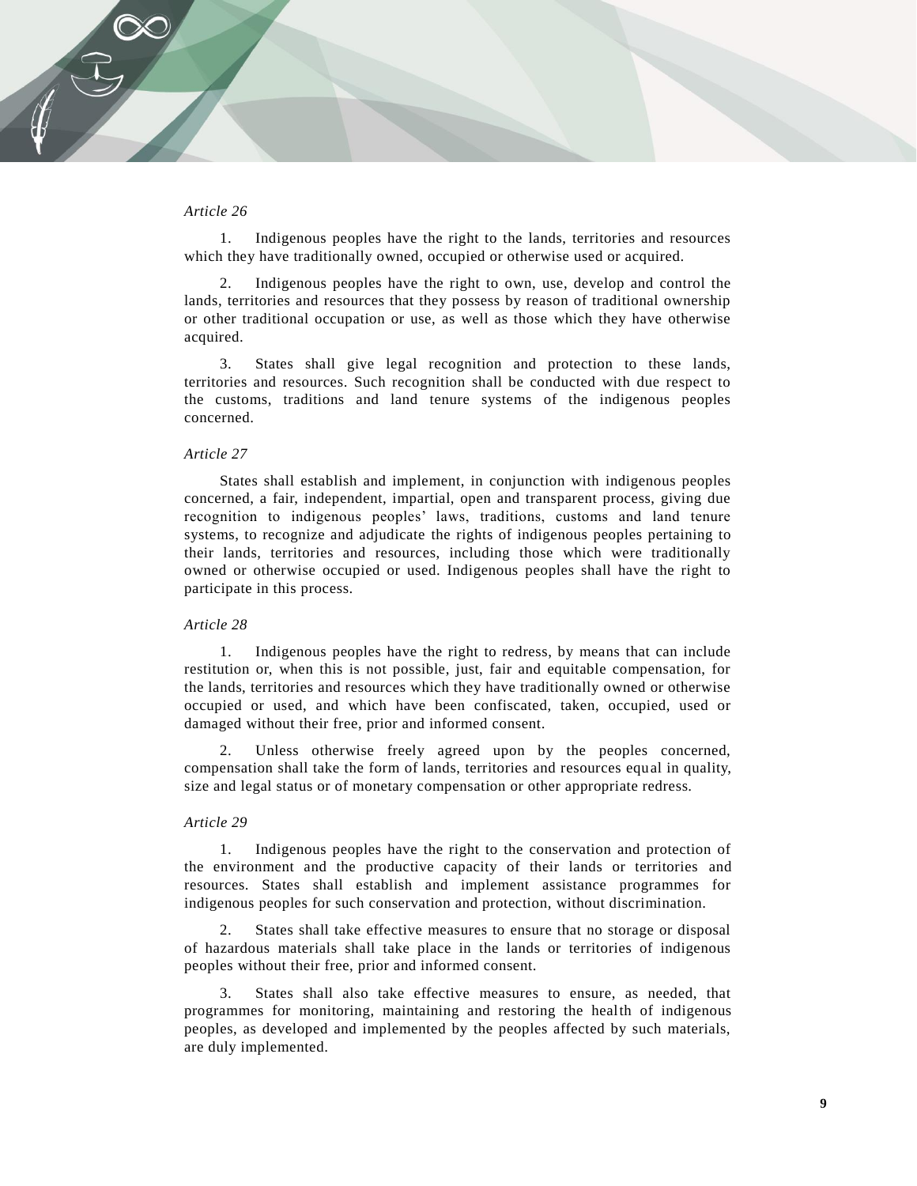*Article 26*

1. Indigenous peoples have the right to the lands, territories and resources which they have traditionally owned, occupied or otherwise used or acquired.

2. Indigenous peoples have the right to own, use, develop and control the lands, territories and resources that they possess by reason of traditional ownership or other traditional occupation or use, as well as those which they have otherwise acquired.

3. States shall give legal recognition and protection to these lands, territories and resources. Such recognition shall be conducted with due respect to the customs, traditions and land tenure systems of the indigenous peoples concerned.

*Article 27*

States shall establish and implement, in conjunction with indigenous peoples concerned, a fair, independent, impartial, open and transparent process, giving due recognition to indigenous peoples' laws, traditions, customs and land tenure systems, to recognize and adjudicate the rights of indigenous peoples pertaining to their lands, territories and resources, including those which were traditionally owned or otherwise occupied or used. Indigenous peoples shall have the right to participate in this process.

*Article 28*

1. Indigenous peoples have the right to redress, by means that can include restitution or, when this is not possible, just, fair and equitable compensation, for the lands, territories and resources which they have traditionally owned or otherwise occupied or used, and which have been confiscated, taken, occupied, used or damaged without their free, prior and informed consent.

2. Unless otherwise freely agreed upon by the peoples concerned, compensation shall take the form of lands, territories and resources equal in quality, size and legal status or of monetary compensation or other appropriate redress.

*Article 29*

1. Indigenous peoples have the right to the conservation and protection of the environment and the productive capacity of their lands or territories and resources. States shall establish and implement assistance programmes for indigenous peoples for such conservation and protection, without discrimination.

2. States shall take effective measures to ensure that no storage or disposal of hazardous materials shall take place in the lands or territories of indigenous peoples without their free, prior and informed consent.

3. States shall also take effective measures to ensure, as needed, that programmes for monitoring, maintaining and restoring the health of indigenous peoples, as developed and implemented by the peoples affected by such materials, are duly implemented.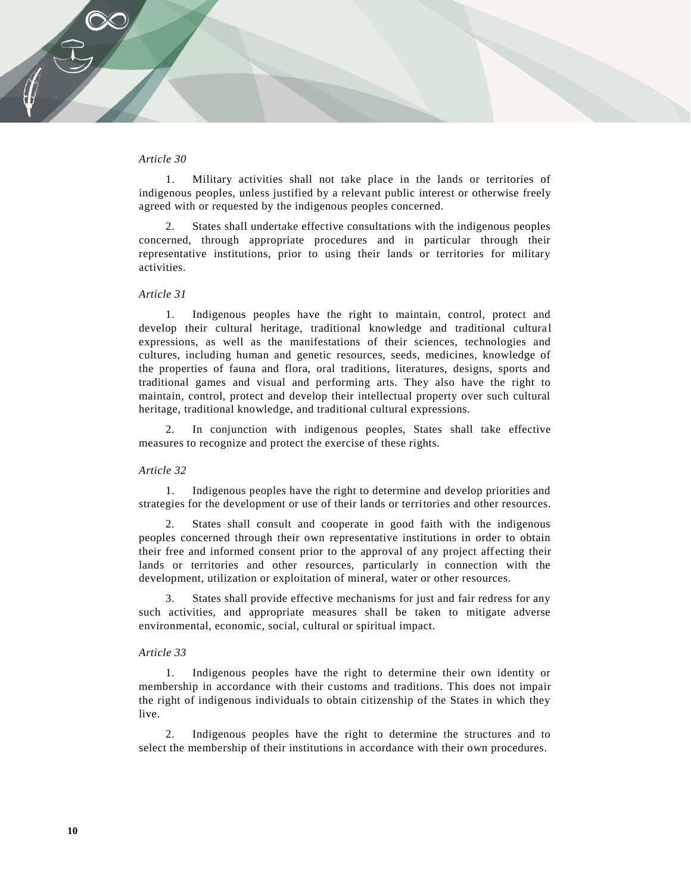*Article 30*

1. Military activities shall not take place in the lands or territories of indigenous peoples, unless justified by a relevant public interest or otherwise freely agreed with or requested by the indigenous peoples concerned.

2. States shall undertake effective consultations with the indigenous peoples concerned, through appropriate procedures and in particular through their representative institutions, prior to using their lands or territories for military activities.

*Article 31*

1. Indigenous peoples have the right to maintain, control, protect and develop their cultural heritage, traditional knowledge and traditional cultural expressions, as well as the manifestations of their sciences, technologies and cultures, including human and genetic resources, seeds, medicines, knowledge of the properties of fauna and flora, oral traditions, literatures, designs, sports and traditional games and visual and performing arts. They also have the right to maintain, control, protect and develop their intellectual property over such cultural heritage, traditional knowledge, and traditional cultural expressions.

2. In conjunction with indigenous peoples, States shall take effective measures to recognize and protect the exercise of these rights.

*Article 32*

1. Indigenous peoples have the right to determine and develop priorities and strategies for the development or use of their lands or territories and other resources.

2. States shall consult and cooperate in good faith with the indigenous peoples concerned through their own representative institutions in order to obtain their free and informed consent prior to the approval of any project affecting their lands or territories and other resources, particularly in connection with the development, utilization or exploitation of mineral, water or other resources.

3. States shall provide effective mechanisms for just and fair redress for any such activities, and appropriate measures shall be taken to mitigate adverse environmental, economic, social, cultural or spiritual impact.

*Article 33*

1. Indigenous peoples have the right to determine their own identity or membership in accordance with their customs and traditions. This does not impair the right of indigenous individuals to obtain citizenship of the States in which they live.

2. Indigenous peoples have the right to determine the structures and to select the membership of their institutions in accordance with their own procedures.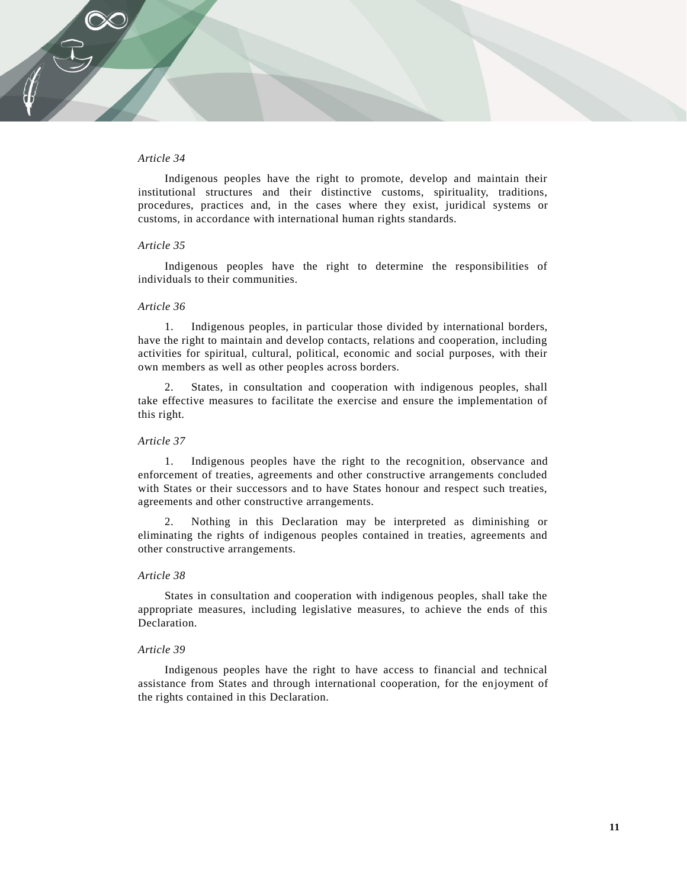*Article 34*

Indigenous peoples have the right to promote, develop and maintain their institutional structures and their distinctive customs, spirituality, traditions, procedures, practices and, in the cases where they exist, juridical systems or customs, in accordance with international human rights standards.

*Article 35*

Indigenous peoples have the right to determine the responsibilities of individuals to their communities.

*Article 36*

1. Indigenous peoples, in particular those divided by international borders, have the right to maintain and develop contacts, relations and cooperation, including activities for spiritual, cultural, political, economic and social purposes, with their own members as well as other peoples across borders.

2. States, in consultation and cooperation with indigenous peoples, shall take effective measures to facilitate the exercise and ensure the implementation of this right.

*Article 37*

1. Indigenous peoples have the right to the recognition, observance and enforcement of treaties, agreements and other constructive arrangements concluded with States or their successors and to have States honour and respect such treaties, agreements and other constructive arrangements.

2. Nothing in this Declaration may be interpreted as diminishing or eliminating the rights of indigenous peoples contained in treaties, agreements and other constructive arrangements.

*Article 38*

States in consultation and cooperation with indigenous peoples, shall take the appropriate measures, including legislative measures, to achieve the ends of this Declaration.

*Article 39*

Indigenous peoples have the right to have access to financial and technical assistance from States and through international cooperation, for the enjoyment of the rights contained in this Declaration.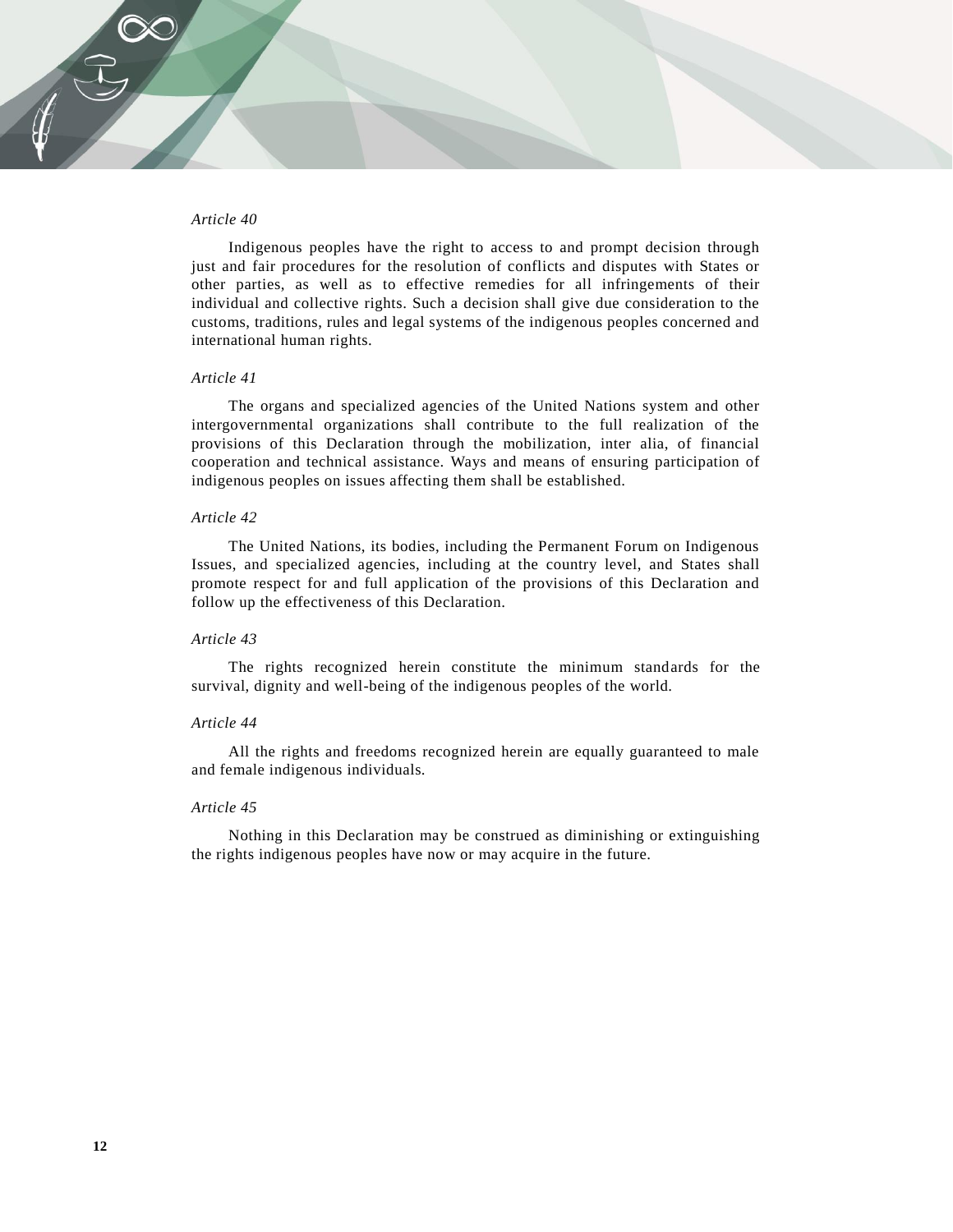*Article 40*

Indigenous peoples have the right to access to and prompt decision through just and fair procedures for the resolution of conflicts and disputes with States or other parties, as well as to effective remedies for all infringements of their individual and collective rights. Such a decision shall give due consideration to the customs, traditions, rules and legal systems of the indigenous peoples concerned and international human rights.

*Article 41*

The organs and specialized agencies of the United Nations system and other intergovernmental organizations shall contribute to the full realization of the provisions of this Declaration through the mobilization, inter alia, of financial cooperation and technical assistance. Ways and means of ensuring participation of indigenous peoples on issues affecting them shall be established.

*Article 42*

The United Nations, its bodies, including the Permanent Forum on Indigenous Issues, and specialized agencies, including at the country level, and States shall promote respect for and full application of the provisions of this Declaration and follow up the effectiveness of this Declaration.

*Article 43*

The rights recognized herein constitute the minimum standards for the survival, dignity and well-being of the indigenous peoples of the world.

*Article 44*

All the rights and freedoms recognized herein are equally guaranteed to male and female indigenous individuals.

*Article 45*

Nothing in this Declaration may be construed as diminishing or extinguishing the rights indigenous peoples have now or may acquire in the future.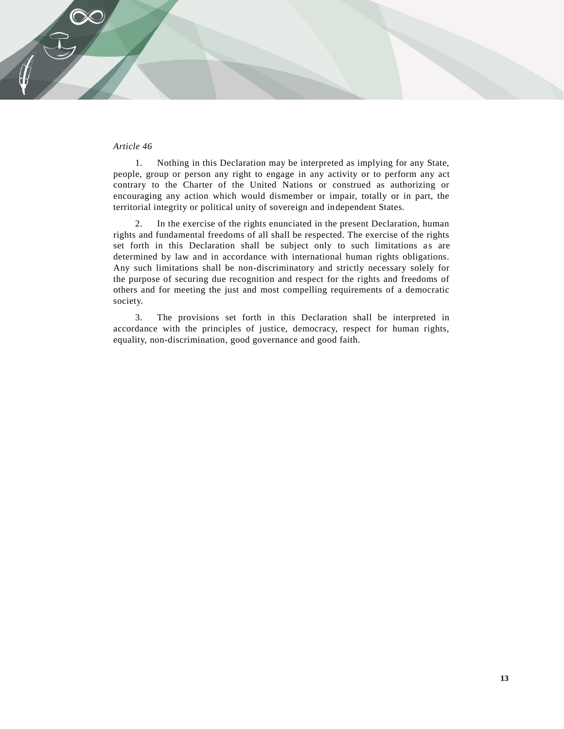*Article 46*

1. Nothing in this Declaration may be interpreted as implying for any State, people, group or person any right to engage in any activity or to perform any act contrary to the Charter of the United Nations or construed as authorizing or encouraging any action which would dismember or impair, totally or in part, the territorial integrity or political unity of sovereign and independent States.

2. In the exercise of the rights enunciated in the present Declaration, human rights and fundamental freedoms of all shall be respected. The exercise of the rights set forth in this Declaration shall be subject only to such limitations as are determined by law and in accordance with international human rights obligations. Any such limitations shall be non-discriminatory and strictly necessary solely for the purpose of securing due recognition and respect for the rights and freedoms of others and for meeting the just and most compelling requirements of a democratic society.

3. The provisions set forth in this Declaration shall be interpreted in accordance with the principles of justice, democracy, respect for human rights, equality, non-discrimination, good governance and good faith.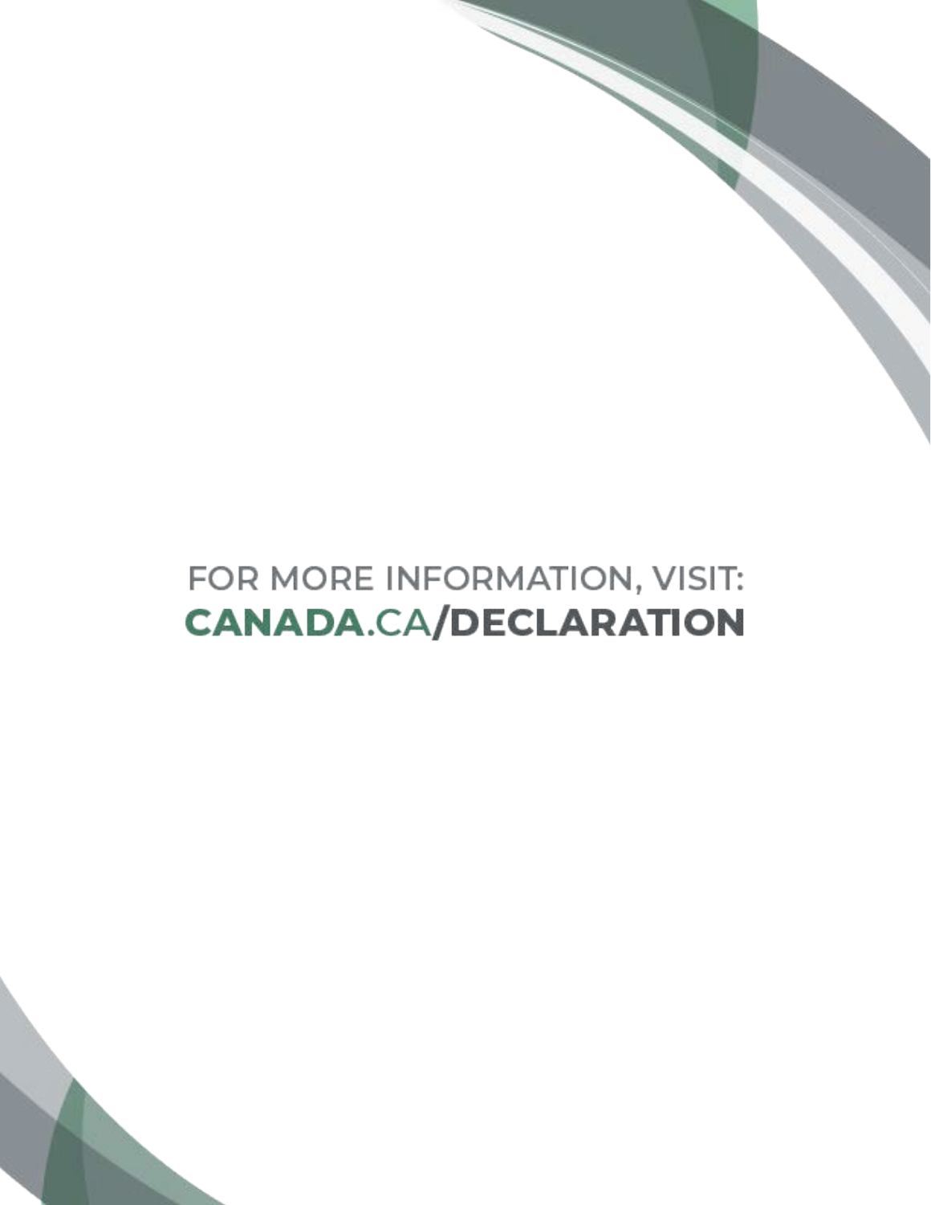FOR MORE INFORMATION, VISIT:

**CANADA.CA/DECLARATION**